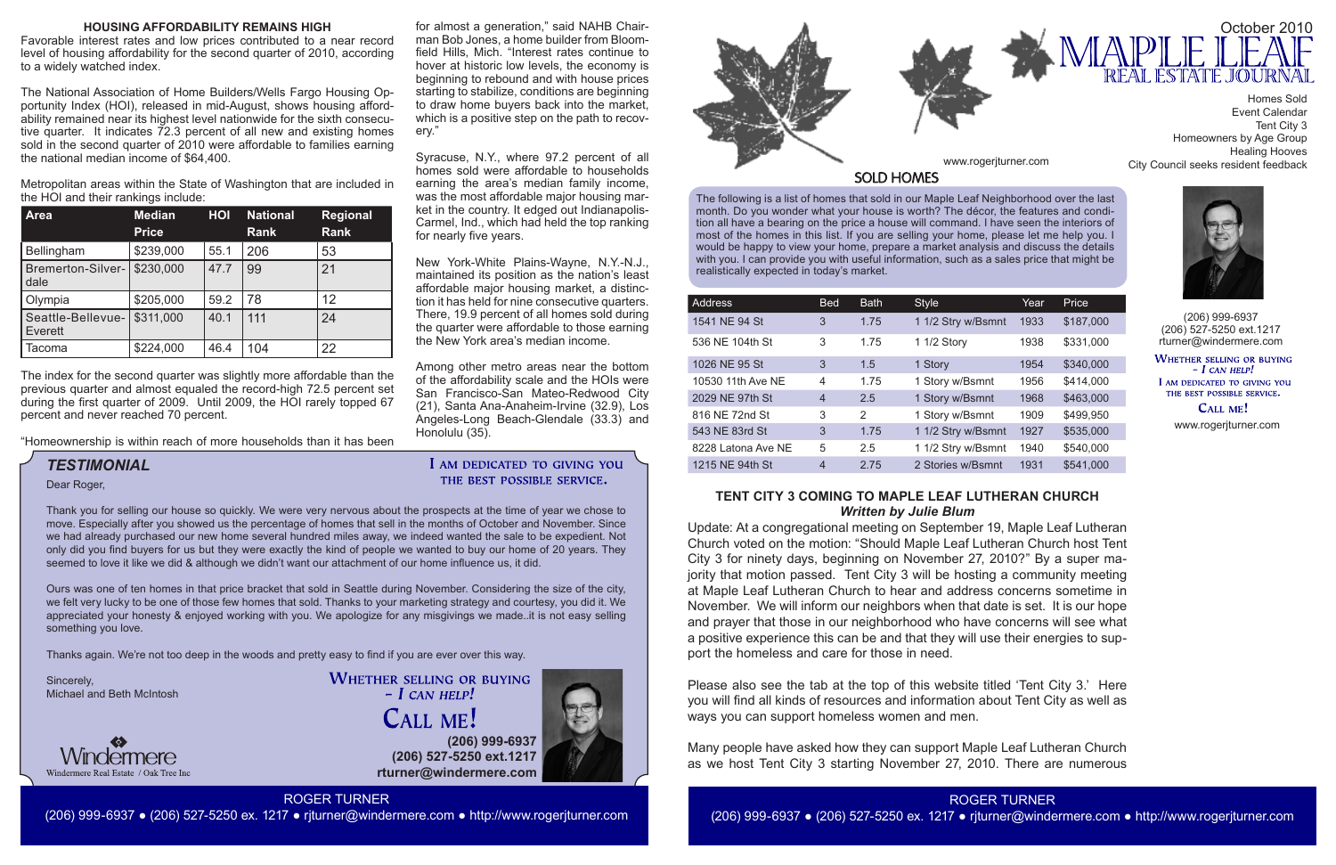## HOUSING AFFORDABILITY REMAINS HIGH

Favorable interest rates and low prices contributed to a near record level of housing affordability for the second quarter of 2010, according to a widely watched index.

The National Association of Home Builders/Wells Fargo Housing Opportunity Index (HOI), released in mid-August, shows housing affordability remained near its highest level nationwide for the sixth consecutive quarter. It indicates 72.3 percent of all new and existing homes sold in the second quarter of 2010 were affordable to families earning the national median income of $64,400.

Metropolitan areas within the State of Washington that are included in the HOI and their rankings include:

| Area | Median Price | HOI | National Rank | Regional Rank |
|---|---|---|---|---|
| Bellingham | $239,000 | 55.1 | 206 | 53 |
| Bremerton-Silverdale | $230,000 | 47.7 | 99 | 21 |
| Olympia | $205,000 | 59.2 | 78 | 12 |
| Seattle-Bellevue-Everett | $311,000 | 40.1 | 111 | 24 |
| Tacoma | $224,000 | 46.4 | 104 | 22 |

The index for the second quarter was slightly more affordable than the previous quarter and almost equaled the record-high 72.5 percent set during the first quarter of 2009. Until 2009, the HOI rarely topped 67 percent and never reached 70 percent.

"Homeownership is within reach of more households than it has been for almost a generation," said NAHB Chairman Bob Jones, a home builder from Bloomfield Hills, Mich. "Interest rates continue to hover at historic low levels, the economy is beginning to rebound and with house prices starting to stabilize, conditions are beginning to draw home buyers back into the market, which is a positive step on the path to recovery."

Syracuse, N.Y., where 97.2 percent of all homes sold were affordable to households earning the area's median family income, was the most affordable major housing market in the country. It edged out Indianapolis-Carmel, Ind., which had held the top ranking for nearly five years.

New York-White Plains-Wayne, N.Y.-N.J., maintained its position as the nation's least affordable major housing market, a distinction it has held for nine consecutive quarters. There, 19.9 percent of all homes sold during the quarter were affordable to those earning the New York area's median income.

Among other metro areas near the bottom of the affordability scale and the HOIs were San Francisco-San Mateo-Redwood City (21), Santa Ana-Anaheim-Irvine (32.9), Los Angeles-Long Beach-Glendale (33.3) and Honolulu (35).

## TESTIMONIAL

I am dedicated to giving you the best possible service.

Dear Roger,

Thank you for selling our house so quickly. We were very nervous about the prospects at the time of year we chose to move. Especially after you showed us the percentage of homes that sell in the months of October and November. Since we had already purchased our new home several hundred miles away, we indeed wanted the sale to be expedient. Not only did you find buyers for us but they were exactly the kind of people we wanted to buy our home of 20 years. They seemed to love it like we did & although we didn't want our attachment of our home influence us, it did.

Ours was one of ten homes in that price bracket that sold in Seattle during November. Considering the size of the city, we felt very lucky to be one of those few homes that sold. Thanks to your marketing strategy and courtesy, you did it. We appreciated your honesty & enjoyed working with you. We apologize for any misgivings we made..it is not easy selling something you love.

Thanks again. We're not too deep in the woods and pretty easy to find if you are ever over this way.

Sincerely,
Michael and Beth McIntosh

Whether selling or buying – I can help!

Call me!

(206) 999-6937
(206) 527-5250 ext.1217
rturner@windermere.com

Windermere
Windermere Real Estate / Oak Tree Inc

ROGER TURNER
(206) 999-6937 ● (206) 527-5250 ex. 1217 ● rjturner@windermere.com ● http://www.rogerjturner.com

# MAPLE LEAF REAL ESTATE JOURNAL

October 2010

www.rogerjturner.com

- Homes Sold
- Event Calendar
- Tent City 3
- Homeowners by Age Group
- Healing Hooves
- City Council seeks resident feedback

(206) 999-6937
(206) 527-5250 ext.1217
rturner@windermere.com

Whether selling or buying – I can help!
I am dedicated to giving you the best possible service.
Call me!
www.rogerjturner.com

## SOLD HOMES

The following is a list of homes that sold in our Maple Leaf Neighborhood over the last month. Do you wonder what your home is worth? The décor, the features and condition all have a bearing on the price a house will command. I have seen the interiors of most of the homes in this list. If you are selling your home, please let me help you. I would be happy to view your home, prepare a market analysis and discuss the details with you. I can provide you with useful information, such as a sales price that might be realistically expected in today's market.

| Address | Bed | Bath | Style | Year | Price |
|---|---|---|---|---|---|
| 1541 NE 94 St | 3 | 1.75 | 1 1/2 Stry w/Bsmnt | 1933 | $187,000 |
| 536 NE 104th St | 3 | 1.75 | 1 1/2 Story | 1938 | $331,000 |
| 1026 NE 95 St | 3 | 1.5 | 1 Story | 1954 | $340,000 |
| 10530 11th Ave NE | 4 | 1.75 | 1 Story w/Bsmnt | 1956 | $414,000 |
| 2029 NE 97th St | 4 | 2.5 | 1 Story w/Bsmnt | 1968 | $463,000 |
| 816 NE 72nd St | 3 | 2 | 1 Story w/Bsmnt | 1909 | $499,950 |
| 543 NE 83rd St | 3 | 1.75 | 1 1/2 Stry w/Bsmnt | 1927 | $535,000 |
| 8228 Latona Ave NE | 5 | 2.5 | 1 1/2 Stry w/Bsmnt | 1940 | $540,000 |
| 1215 NE 94th St | 4 | 2.75 | 2 Stories w/Bsmnt | 1931 | $541,000 |

## TENT CITY 3 COMING TO MAPLE LEAF LUTHERAN CHURCH

***Written by Julie Blum***

Update: At a congregational meeting on September 19, Maple Leaf Lutheran Church voted on the motion: "Should Maple Leaf Lutheran Church host Tent City 3 for ninety days, beginning on November 27, 2010?" By a super majority that motion passed. Tent City 3 will be hosting a community meeting at Maple Leaf Lutheran Church to hear and address concerns sometime in November. We will inform our neighbors when that date is set. It is our hope and prayer that those in our neighborhood who have concerns will see what a positive experience this can be and that they will use their energies to support the homeless and care for those in need.

Please also see the tab at the top of this website titled 'Tent City 3.' Here you will find all kinds of resources and information about Tent City as well as ways you can support homeless women and men.

Many people have asked how they can support Maple Leaf Lutheran Church as we host Tent City 3 starting November 27, 2010. There are numerous

ROGER TURNER
(206) 999-6937 ● (206) 527-5250 ex. 1217 ● rjturner@windermere.com ● http://www.rogerjturner.com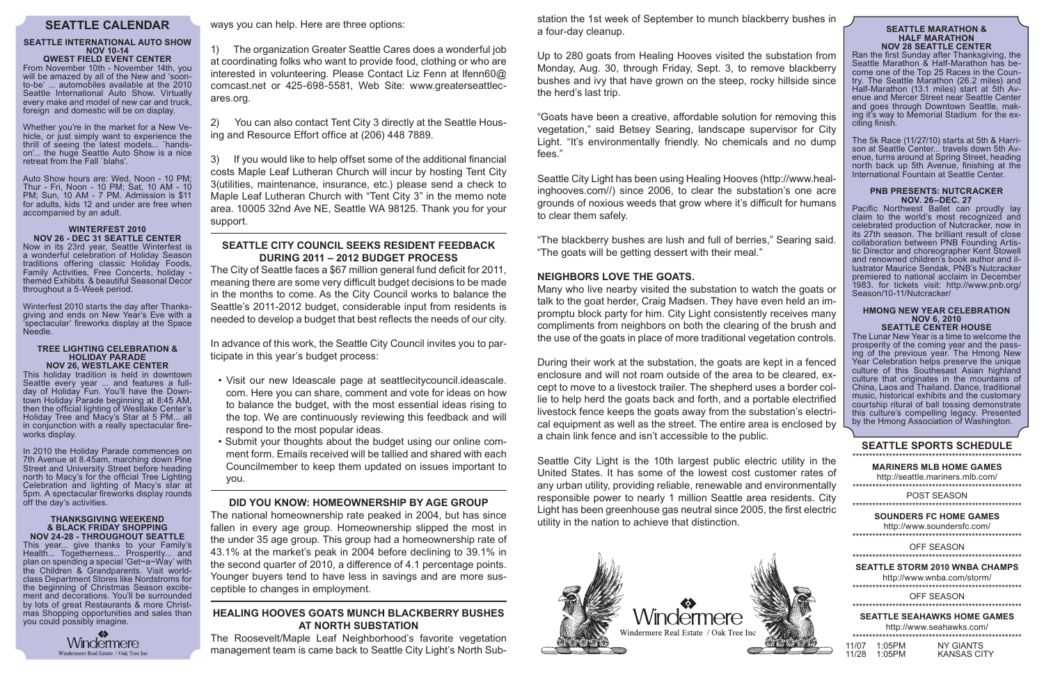# SEATTLE CALENDAR

### SEATTLE INTERNATIONAL AUTO SHOW
### NOV 10-14
### QWEST FIELD EVENT CENTER

From November 10th - November 14th, you will be amazed by all of the New and 'soon-to-be' ... automobiles available at the 2010 Seattle International Auto Show. Virtually every make and model of new car and truck, foreign and domestic will be on display.

Whether you're in the market for a New Vehicle, or just simply want to experience the thrill of seeing the latest models... 'hands-on'... the huge Seattle Auto Show is a nice retreat from the Fall 'blahs'.

Auto Show hours are: Wed, Noon - 10 PM; Thur - Fri, Noon - 10 PM; Sat, 10 AM - 10 PM; Sun, 10 AM - 7 PM. Admission is $11 for adults, kids 12 and under are free when accompanied by an adult.

### WINTERFEST 2010
### NOV 26 - DEC 31 SEATTLE CENTER

Now in its 23rd year, Seattle Winterfest is a wonderful celebration of Holiday Season traditions offering classic Holiday Foods, Family Activities, Free Concerts, holiday - themed Exhibits & beautiful Seasonal Decor throughout a 5-Week period.

Winterfest 2010 starts the day after Thanksgiving and ends on New Year's Eve with a 'spectacular' fireworks display at the Space Needle.

### TREE LIGHTING CELEBRATION & HOLIDAY PARADE
### NOV 26, WESTLAKE CENTER

This holiday tradition is held in downtown Seattle every year ... and features a full-day of Holiday Fun. You'll have the Downtown Holiday Parade beginning at 8:45 AM, then the official lighting of Westlake Center's Holiday Tree and Macy's Star at 5 PM... all in conjunction with a really spectacular fireworks display.

In 2010 the Holiday Parade commences on 7th Avenue at 8.45am, marching down Pine Street and University Street before heading north to Macy's for the official Tree Lighting Celebration and lighting of Macy's star at 5pm. A spectacular fireworks display rounds off the day's activities.

### THANKSGIVING WEEKEND & BLACK FRIDAY SHOPPING
### NOV 24-28 - THROUGHOUT SEATTLE

This year... give thanks to your Family's Health... Togetherness... Prosperity... and plan on spending a special 'Get~a~Way' with the Children & Grandparents. Visit world-class Department Stores like Nordstroms for the beginning of Christmas Season excitement and decorations. You'll be surrounded by lots of great Restaurants & more Christmas Shopping opportunities and sales than you could possibly imagine.

Windermere
Windermere Real Estate / Oak Tree Inc

ways you can help. Here are three options:

1) The organization Greater Seattle Cares does a wonderful job at coordinating folks who want to provide food, clothing or who are interested in volunteering. Please Contact Liz Fenn at lfenn60@comcast.net or 425-698-5581, Web Site: www.greaterseattlecares.org.

2) You can also contact Tent City 3 directly at the Seattle Housing and Resource Effort office at (206) 448 7889.

3) If you would like to help offset some of the additional financial costs Maple Leaf Lutheran Church will incur by hosting Tent City 3(utilities, maintenance, insurance, etc.) please send a check to Maple Leaf Lutheran Church with "Tent City 3" in the memo note area. 10005 32nd Ave NE, Seattle WA 98125. Thank you for your support.

## SEATTLE CITY COUNCIL SEEKS RESIDENT FEEDBACK DURING 2011 – 2012 BUDGET PROCESS

The City of Seattle faces a $67 million general fund deficit for 2011, meaning there are some very difficult budget decisions to be made in the months to come. As the City Council works to balance the Seattle's 2011-2012 budget, considerable input from residents is needed to develop a budget that best reflects the needs of our city.

In advance of this work, the Seattle City Council invites you to participate in this year's budget process:

- Visit our new Ideascale page at seattlecitycouncil.ideascale.com. Here you can share, comment and vote for ideas on how to balance the budget, with the most essential ideas rising to the top. We are continuously reviewing this feedback and will respond to the most popular ideas.
- Submit your thoughts about the budget using our online comment form. Emails received will be tallied and shared with each Councilmember to keep them updated on issues important to you.

## DID YOU KNOW: HOMEOWNERSHIP BY AGE GROUP

The national homeownership rate peaked in 2004, but has since fallen in every age group. Homeownership slipped the most in the under 35 age group. This group had a homeownership rate of 43.1% at the market's peak in 2004 before declining to 39.1% in the second quarter of 2010, a difference of 4.1 percentage points. Younger buyers tend to have less in savings and are more susceptible to changes in employment.

## HEALING HOOVES GOATS MUNCH BLACKBERRY BUSHES AT NORTH SUBSTATION

The Roosevelt/Maple Leaf Neighborhood's favorite vegetation management team is came back to Seattle City Light's North Substation the 1st week of September to munch blackberry bushes in a four-day cleanup.

Up to 280 goats from Healing Hooves visited the substation from Monday, Aug. 30, through Friday, Sept. 3, to remove blackberry bushes and ivy that have grown on the steep, rocky hillside since the herd's last trip.

"Goats have been a creative, affordable solution for removing this vegetation," said Betsey Searing, landscape supervisor for City Light. "It's environmentally friendly. No chemicals and no dump fees."

Seattle City Light has been using Healing Hooves (http://www.healinghooves.com//) since 2006, to clear the substation's one acre grounds of noxious weeds that grow where it's difficult for humans to clear them safely.

"The blackberry bushes are lush and full of berries," Searing said. "The goats will be getting dessert with their meal."

## NEIGHBORS LOVE THE GOATS.

Many who live nearby visited the substation to watch the goats or talk to the goat herder, Craig Madsen. They have even held an impromptu block party for him. City Light consistently receives many compliments from neighbors on both the clearing of the brush and the use of the goats in place of more traditional vegetation controls.

During their work at the substation, the goats are kept in a fenced enclosure and will not roam outside of the area to be cleared, except to move to a livestock trailer. The shepherd uses a border collie to help herd the goats back and forth, and a portable electrified livestock fence keeps the goats away from the substation's electrical equipment as well as the street. The entire area is enclosed by a chain link fence and isn't accessible to the public.

Seattle City Light is the 10th largest public electric utility in the United States. It has some of the lowest cost customer rates of any urban utility, providing reliable, renewable and environmentally responsible power to nearly 1 million Seattle area residents. City Light has been greenhouse gas neutral since 2005, the first electric utility in the nation to achieve that distinction.

Windermere
Windermere Real Estate / Oak Tree Inc

### SEATTLE MARATHON & HALF MARATHON
### NOV 28 SEATTLE CENTER

Ran the first Sunday after Thanksgiving, the Seattle Marathon & Half-Marathon has become one of the Top 25 Races in the Country. The Seattle Marathon (26.2 miles) and Half-Marathon (13.1 miles) start at 5th Avenue and Mercer Street near Seattle Center and goes through Downtown Seattle, making it's way to Memorial Stadium for the exciting finish.

The 5k Race (11/27/10) starts at 5th & Harrison at Seattle Center... travels down 5th Avenue, turns around at Spring Street, heading north back up 5th Avenue, finishing at the International Fountain at Seattle Center.

### PNB PRESENTS: NUTCRACKER
### NOV. 26–DEC. 27

Pacific Northwest Ballet can proudly lay claim to the world's most recognized and celebrated production of Nutcracker, now in its 27th season. The brilliant result of close collaboration between PNB Founding Artistic Director and choreographer Kent Stowell and renowned children's book author and illustrator Maurice Sendak, PNB's Nutcracker premiered to national acclaim in December 1983. for tickets visit: http://www.pnb.org/Season/10-11/Nutcracker/

### HMONG NEW YEAR CELEBRATION
### NOV 6, 2010
### SEATTLE CENTER HOUSE

The Lunar New Year is a time to welcome the prosperity of the coming year and the passing of the previous year. The Hmong New Year Celebration helps preserve the unique culture of this Southeast Asian highland culture that originates in the mountains of China, Laos and Thailand. Dance, traditional music, historical exhibits and the customary courtship ritual of ball tossing demonstrate this culture's compelling legacy. Presented by the Hmong Association of Washington.

## SEATTLE SPORTS SCHEDULE

**MARINERS MLB HOME GAMES**
http://seattle.mariners.mlb.com/

POST SEASON

**SOUNDERS FC HOME GAMES**
http://www.soundersfc.com/

OFF SEASON

**SEATTLE STORM 2010 WNBA CHAMPS**
http://www.wnba.com/storm/

OFF SEASON

**SEATTLE SEAHAWKS HOME GAMES**
http://www.seahawks.com/

| | | |
|---|---|---|
| 11/07 | 1:05PM | NY GIANTS |
| 11/28 | 1:05PM | KANSAS CITY |